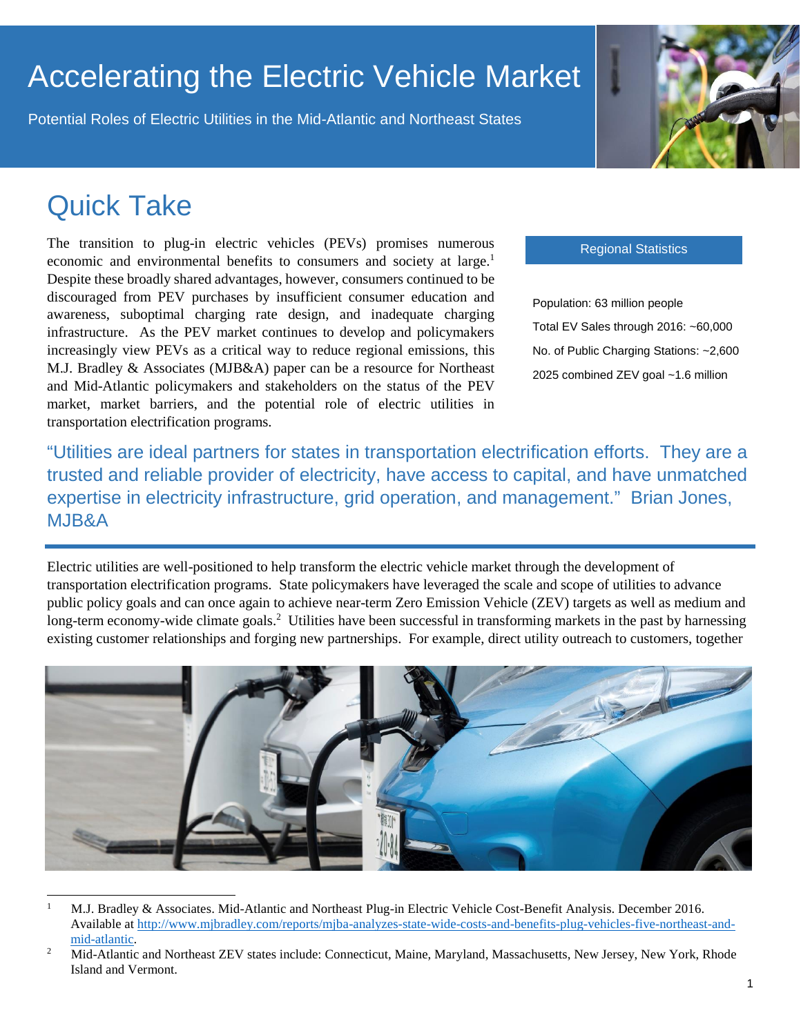# Accelerating the Electric Vehicle Market

Potential Roles of Electric Utilities in the Mid-Atlantic and Northeast States

## Quick Take

The transition to plug-in electric vehicles (PEVs) promises numerous economic and environmental benefits to consumers and society at large.[1] Despite these broadly shared advantages, however, consumers continued to be discouraged from PEV purchases by insufficient consumer education and awareness, suboptimal charging rate design, and inadequate charging infrastructure. As the PEV market continues to develop and policymakers increasingly view PEVs as a critical way to reduce regional emissions, this M.J. Bradley & Associates (MJB&A) paper can be a resource for Northeast and Mid-Atlantic policymakers and stakeholders on the status of the PEV market, market barriers, and the potential role of electric utilities in transportation electrification programs.

**Regional Statistics**

- Population: 63 million people
- Total EV Sales through 2016: ~60,000
- No. of Public Charging Stations: ~2,600
- 2025 combined ZEV goal ~1.6 million

> "Utilities are ideal partners for states in transportation electrification efforts. They are a trusted and reliable provider of electricity, have access to capital, and have unmatched expertise in electricity infrastructure, grid operation, and management." Brian Jones, MJB&A

Electric utilities are well-positioned to help transform the electric vehicle market through the development of transportation electrification programs. State policymakers have leveraged the scale and scope of utilities to advance public policy goals and can once again to achieve near-term Zero Emission Vehicle (ZEV) targets as well as medium and long-term economy-wide climate goals.[2] Utilities have been successful in transforming markets in the past by harnessing existing customer relationships and forging new partnerships. For example, direct utility outreach to customers, together

---

[1] M.J. Bradley & Associates. Mid-Atlantic and Northeast Plug-in Electric Vehicle Cost-Benefit Analysis. December 2016. Available at http://www.mjbradley.com/reports/mjba-analyzes-state-wide-costs-and-benefits-plug-vehicles-five-northeast-and-mid-atlantic.

[2] Mid-Atlantic and Northeast ZEV states include: Connecticut, Maine, Maryland, Massachusetts, New Jersey, New York, Rhode Island and Vermont.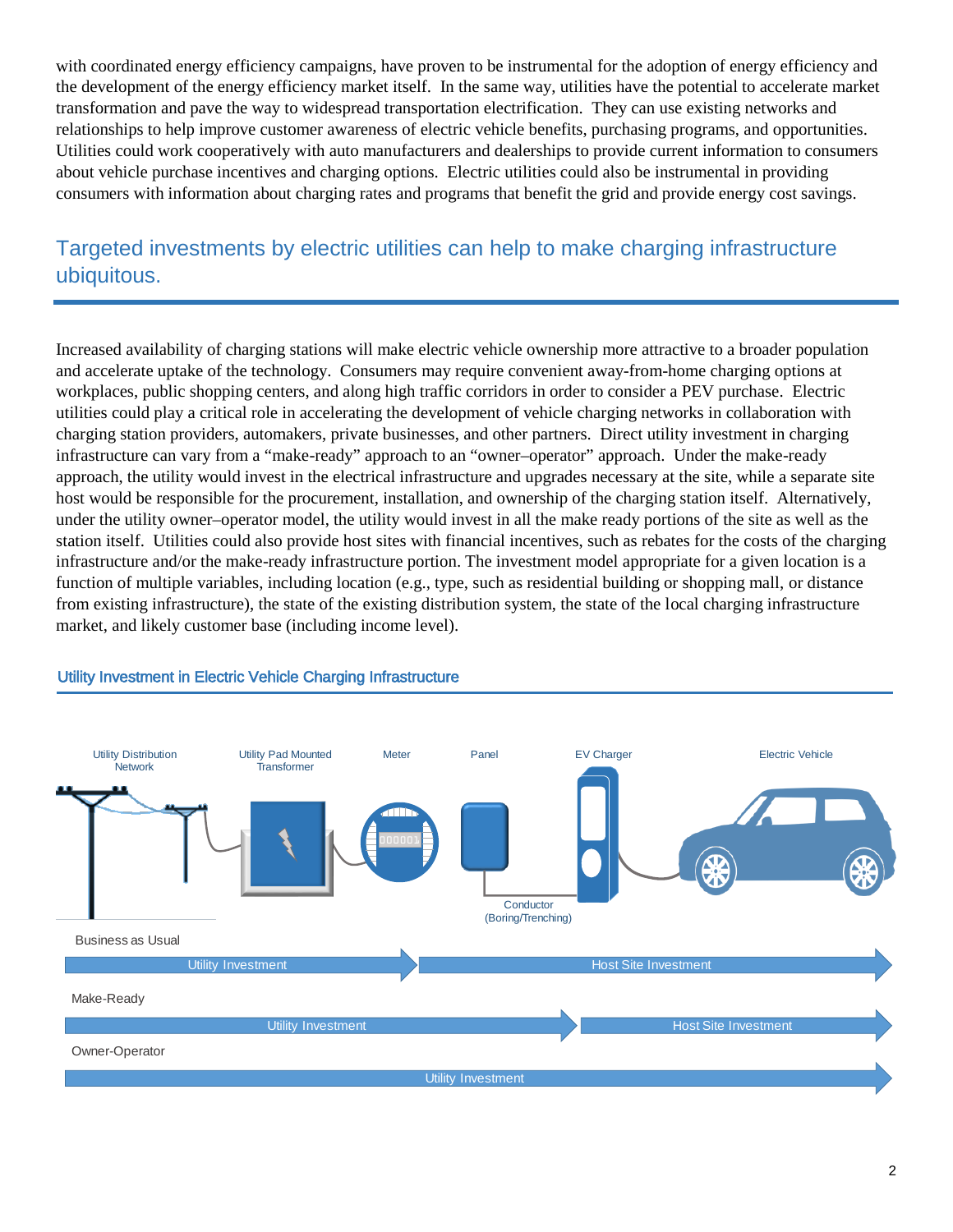with coordinated energy efficiency campaigns, have proven to be instrumental for the adoption of energy efficiency and the development of the energy efficiency market itself. In the same way, utilities have the potential to accelerate market transformation and pave the way to widespread transportation electrification. They can use existing networks and relationships to help improve customer awareness of electric vehicle benefits, purchasing programs, and opportunities. Utilities could work cooperatively with auto manufacturers and dealerships to provide current information to consumers about vehicle purchase incentives and charging options. Electric utilities could also be instrumental in providing consumers with information about charging rates and programs that benefit the grid and provide energy cost savings.

## Targeted investments by electric utilities can help to make charging infrastructure ubiquitous.

Increased availability of charging stations will make electric vehicle ownership more attractive to a broader population and accelerate uptake of the technology. Consumers may require convenient away-from-home charging options at workplaces, public shopping centers, and along high traffic corridors in order to consider a PEV purchase. Electric utilities could play a critical role in accelerating the development of vehicle charging networks in collaboration with charging station providers, automakers, private businesses, and other partners. Direct utility investment in charging infrastructure can vary from a "make-ready" approach to an "owner–operator" approach. Under the make-ready approach, the utility would invest in the electrical infrastructure and upgrades necessary at the site, while a separate site host would be responsible for the procurement, installation, and ownership of the charging station itself. Alternatively, under the utility owner–operator model, the utility would invest in all the make ready portions of the site as well as the station itself. Utilities could also provide host sites with financial incentives, such as rebates for the costs of the charging infrastructure and/or the make-ready infrastructure portion. The investment model appropriate for a given location is a function of multiple variables, including location (e.g., type, such as residential building or shopping mall, or distance from existing infrastructure), the state of the existing distribution system, the state of the local charging infrastructure market, and likely customer base (including income level).

### Utility Investment in Electric Vehicle Charging Infrastructure

Utility Distribution Network — Utility Pad Mounted Transformer — Meter — Panel — Conductor (Boring/Trenching) — EV Charger — Electric Vehicle

Business as Usual: Utility Investment (Utility Distribution Network through Meter) → Host Site Investment (Panel through Electric Vehicle)

Make-Ready: Utility Investment (Utility Distribution Network through Conductor) → Host Site Investment (EV Charger through Electric Vehicle)

Owner-Operator: Utility Investment (Utility Distribution Network through Electric Vehicle)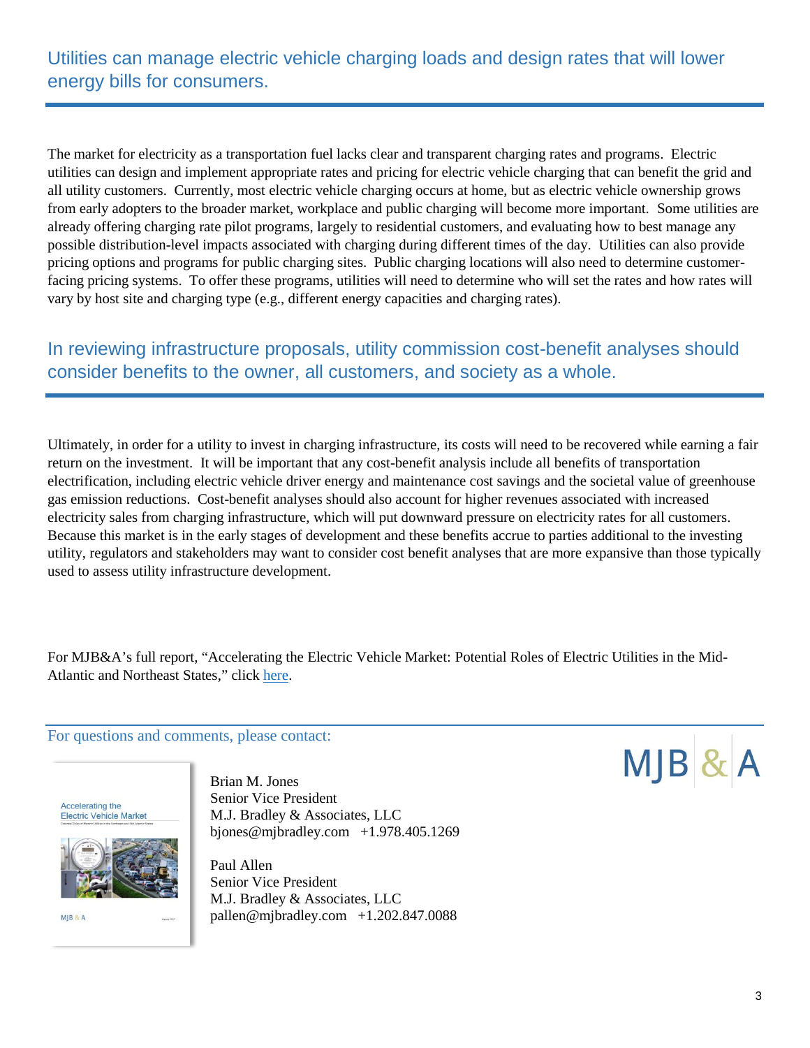## Utilities can manage electric vehicle charging loads and design rates that will lower energy bills for consumers.

The market for electricity as a transportation fuel lacks clear and transparent charging rates and programs. Electric utilities can design and implement appropriate rates and pricing for electric vehicle charging that can benefit the grid and all utility customers. Currently, most electric vehicle charging occurs at home, but as electric vehicle ownership grows from early adopters to the broader market, workplace and public charging will become more important. Some utilities are already offering charging rate pilot programs, largely to residential customers, and evaluating how to best manage any possible distribution-level impacts associated with charging during different times of the day. Utilities can also provide pricing options and programs for public charging sites. Public charging locations will also need to determine customer-facing pricing systems. To offer these programs, utilities will need to determine who will set the rates and how rates will vary by host site and charging type (e.g., different energy capacities and charging rates).

## In reviewing infrastructure proposals, utility commission cost-benefit analyses should consider benefits to the owner, all customers, and society as a whole.

Ultimately, in order for a utility to invest in charging infrastructure, its costs will need to be recovered while earning a fair return on the investment. It will be important that any cost-benefit analysis include all benefits of transportation electrification, including electric vehicle driver energy and maintenance cost savings and the societal value of greenhouse gas emission reductions. Cost-benefit analyses should also account for higher revenues associated with increased electricity sales from charging infrastructure, which will put downward pressure on electricity rates for all customers. Because this market is in the early stages of development and these benefits accrue to parties additional to the investing utility, regulators and stakeholders may want to consider cost benefit analyses that are more expansive than those typically used to assess utility infrastructure development.

For MJB&A's full report, "Accelerating the Electric Vehicle Market: Potential Roles of Electric Utilities in the Mid-Atlantic and Northeast States," click here.

For questions and comments, please contact:

Brian M. Jones
Senior Vice President
M.J. Bradley & Associates, LLC
bjones@mjbradley.com +1.978.405.1269

Paul Allen
Senior Vice President
M.J. Bradley & Associates, LLC
pallen@mjbradley.com +1.202.847.0088

MJB & A